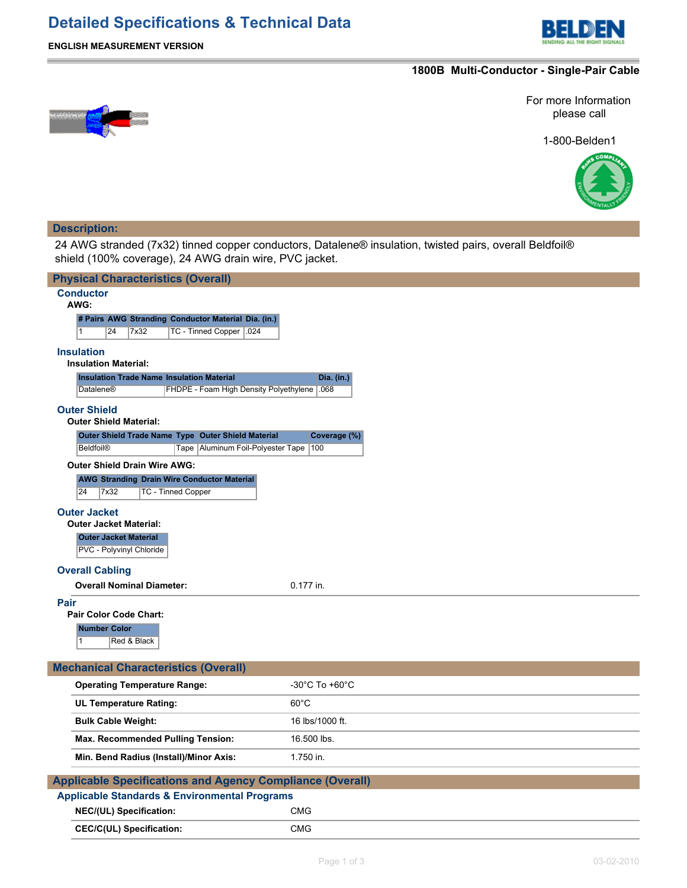# Detailed Specifications & Technical Data

**ENGLISH MEASUREMENT VERSION**

## 1800B Multi-Conductor - Single-Pair Cable

For more Information please call

1-800-Belden1

## Description:

24 AWG stranded (7x32) tinned copper conductors, Datalene® insulation, twisted pairs, overall Beldfoil® shield (100% coverage), 24 AWG drain wire, PVC jacket.

## Physical Characteristics (Overall)

### Conductor

**AWG:**

| # Pairs | AWG | Stranding | Conductor Material | Dia. (in.) |
|---|---|---|---|---|
| 1 | 24 | 7x32 | TC - Tinned Copper | .024 |

### Insulation

**Insulation Material:**

| Insulation Trade Name | Insulation Material | Dia. (in.) |
|---|---|---|
| Datalene® | FHDPE - Foam High Density Polyethylene | .068 |

### Outer Shield

**Outer Shield Material:**

| Outer Shield Trade Name | Type | Outer Shield Material | Coverage (%) |
|---|---|---|---|
| Beldfoil® | Tape | Aluminum Foil-Polyester Tape | 100 |

**Outer Shield Drain Wire AWG:**

| AWG | Stranding | Drain Wire Conductor Material |
|---|---|---|
| 24 | 7x32 | TC - Tinned Copper |

### Outer Jacket

**Outer Jacket Material:**

| Outer Jacket Material |
|---|
| PVC - Polyvinyl Chloride |

### Overall Cabling

| | |
|---|---|
| **Overall Nominal Diameter:** | 0.177 in. |

### Pair

**Pair Color Code Chart:**

| Number | Color |
|---|---|
| 1 | Red & Black |

## Mechanical Characteristics (Overall)

| | |
|---|---|
| **Operating Temperature Range:** | -30°C To +60°C |
| **UL Temperature Rating:** | 60°C |
| **Bulk Cable Weight:** | 16 lbs/1000 ft. |
| **Max. Recommended Pulling Tension:** | 16.500 lbs. |
| **Min. Bend Radius (Install)/Minor Axis:** | 1.750 in. |

## Applicable Specifications and Agency Compliance (Overall)

### Applicable Standards & Environmental Programs

| | |
|---|---|
| **NEC/(UL) Specification:** | CMG |
| **CEC/C(UL) Specification:** | CMG |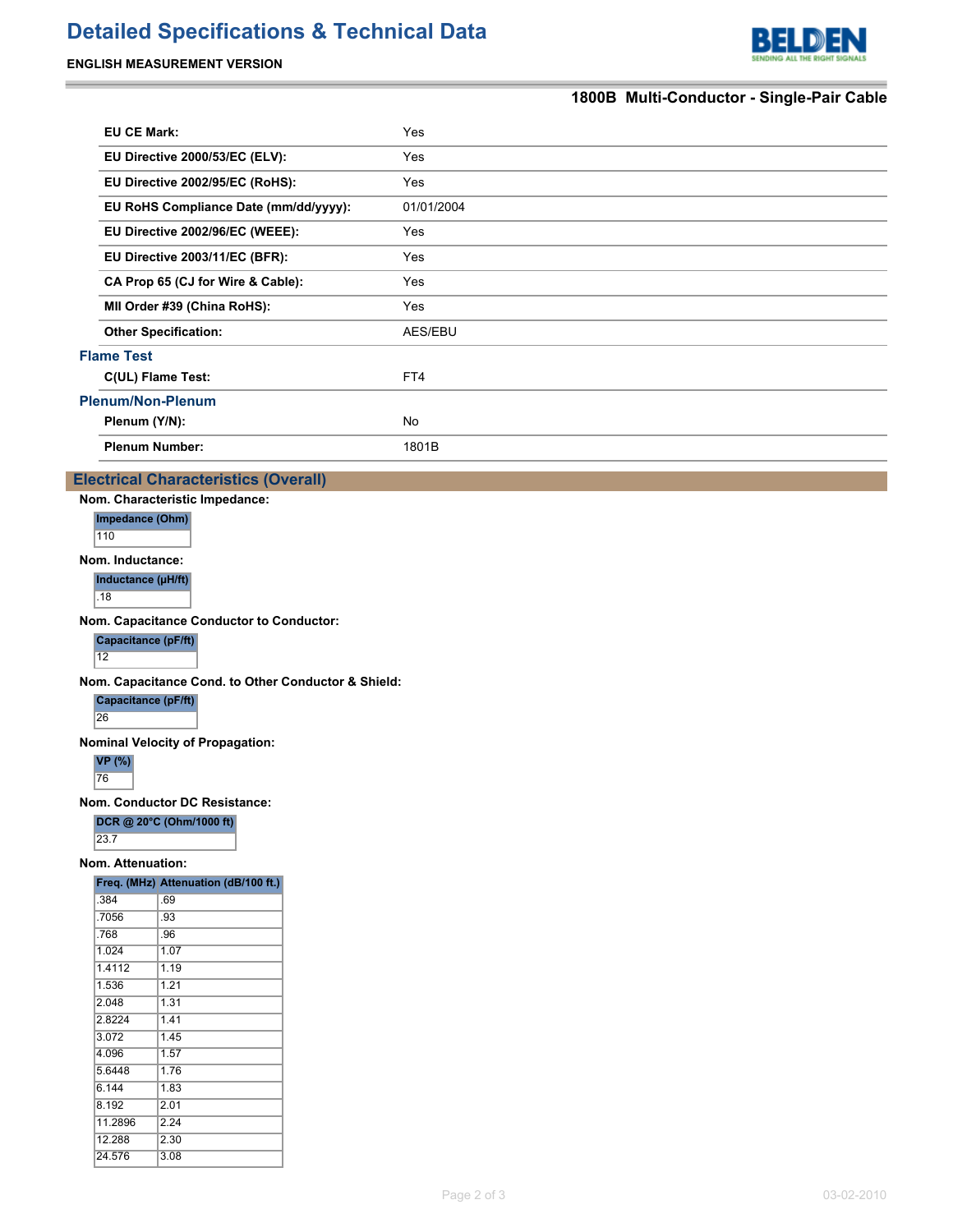# Detailed Specifications & Technical Data

**ENGLISH MEASUREMENT VERSION**

**1800B Multi-Conductor - Single-Pair Cable**

| | |
|---|---|
| **EU CE Mark:** | Yes |
| **EU Directive 2000/53/EC (ELV):** | Yes |
| **EU Directive 2002/95/EC (RoHS):** | Yes |
| **EU RoHS Compliance Date (mm/dd/yyyy):** | 01/01/2004 |
| **EU Directive 2002/96/EC (WEEE):** | Yes |
| **EU Directive 2003/11/EC (BFR):** | Yes |
| **CA Prop 65 (CJ for Wire & Cable):** | Yes |
| **MII Order #39 (China RoHS):** | Yes |
| **Other Specification:** | AES/EBU |

### Flame Test

| | |
|---|---|
| **C(UL) Flame Test:** | FT4 |

### Plenum/Non-Plenum

| | |
|---|---|
| **Plenum (Y/N):** | No |
| **Plenum Number:** | 1801B |

## Electrical Characteristics (Overall)

**Nom. Characteristic Impedance:**

| Impedance (Ohm) |
|---|
| 110 |

**Nom. Inductance:**

| Inductance (µH/ft) |
|---|
| .18 |

**Nom. Capacitance Conductor to Conductor:**

| Capacitance (pF/ft) |
|---|
| 12 |

**Nom. Capacitance Cond. to Other Conductor & Shield:**

| Capacitance (pF/ft) |
|---|
| 26 |

**Nominal Velocity of Propagation:**

| VP (%) |
|---|
| 76 |

**Nom. Conductor DC Resistance:**

| DCR @ 20°C (Ohm/1000 ft) |
|---|
| 23.7 |

**Nom. Attenuation:**

| Freq. (MHz) | Attenuation (dB/100 ft.) |
|---|---|
| .384 | .69 |
| .7056 | .93 |
| .768 | .96 |
| 1.024 | 1.07 |
| 1.4112 | 1.19 |
| 1.536 | 1.21 |
| 2.048 | 1.31 |
| 2.8224 | 1.41 |
| 3.072 | 1.45 |
| 4.096 | 1.57 |
| 5.6448 | 1.76 |
| 6.144 | 1.83 |
| 8.192 | 2.01 |
| 11.2896 | 2.24 |
| 12.288 | 2.30 |
| 24.576 | 3.08 |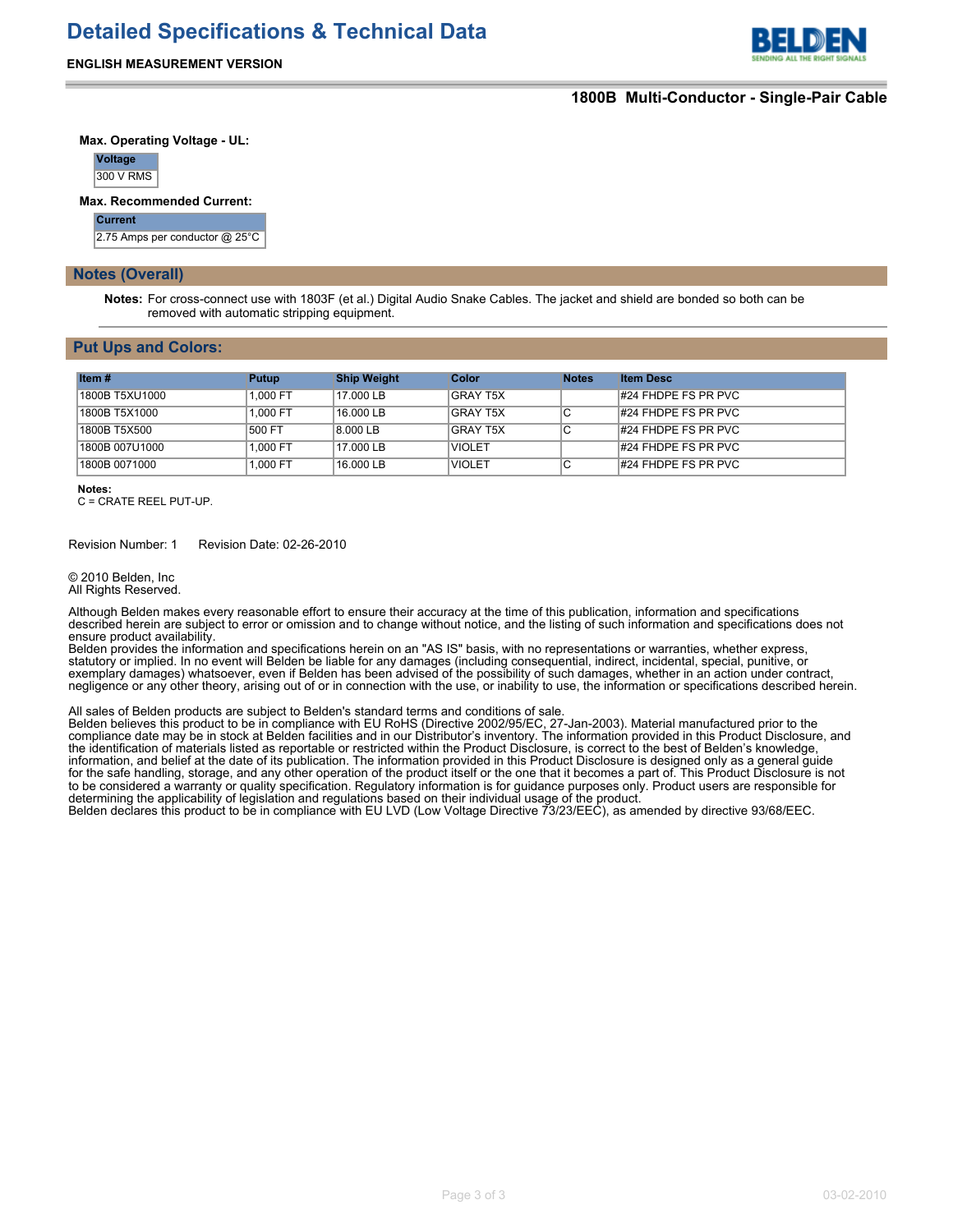**Max. Operating Voltage - UL:**

| Voltage |
|---|
| 300 V RMS |

**Max. Recommended Current:**

| Current |
|---|
| 2.75 Amps per conductor @ 25°C |

## Notes (Overall)

**Notes:** For cross-connect use with 1803F (et al.) Digital Audio Snake Cables. The jacket and shield are bonded so both can be removed with automatic stripping equipment.

## Put Ups and Colors:

| Item # | Putup | Ship Weight | Color | Notes | Item Desc |
|---|---|---|---|---|---|
| 1800B T5XU1000 | 1,000 FT | 17.000 LB | GRAY T5X | | #24 FHDPE FS PR PVC |
| 1800B T5X1000 | 1,000 FT | 16.000 LB | GRAY T5X | C | #24 FHDPE FS PR PVC |
| 1800B T5X500 | 500 FT | 8.000 LB | GRAY T5X | C | #24 FHDPE FS PR PVC |
| 1800B 007U1000 | 1,000 FT | 17.000 LB | VIOLET | | #24 FHDPE FS PR PVC |
| 1800B 0071000 | 1,000 FT | 16.000 LB | VIOLET | C | #24 FHDPE FS PR PVC |

**Notes:**
C = CRATE REEL PUT-UP.

Revision Number: 1 Revision Date: 02-26-2010

© 2010 Belden, Inc
All Rights Reserved.

Although Belden makes every reasonable effort to ensure their accuracy at the time of this publication, information and specifications described herein are subject to error or omission and to change without notice, and the listing of such information and specifications does not ensure product availability.
Belden provides the information and specifications herein on an "AS IS" basis, with no representations or warranties, whether express, statutory or implied. In no event will Belden be liable for any damages (including consequential, indirect, incidental, special, punitive, or exemplary damages) whatsoever, even if Belden has been advised of the possibility of such damages, whether in an action under contract, negligence or any other theory, arising out of or in connection with the use, or inability to use, the information or specifications described herein.

All sales of Belden products are subject to Belden's standard terms and conditions of sale.
Belden believes this product to be in compliance with EU RoHS (Directive 2002/95/EC, 27-Jan-2003). Material manufactured prior to the compliance date may be in stock at Belden facilities and in our Distributor's inventory. The information provided in this Product Disclosure, and the identification of materials listed as reportable or restricted within the Product Disclosure, is correct to the best of Belden's knowledge, information, and belief at the date of its publication. The information provided in this Product Disclosure is designed only as a general guide for the safe handling, storage, and any other operation of the product itself or the one that it becomes a part of. This Product Disclosure is not to be considered a warranty or quality specification. Regulatory information is for guidance purposes only. Product users are responsible for determining the applicability of legislation and regulations based on their individual usage of the product.
Belden declares this product to be in compliance with EU LVD (Low Voltage Directive 73/23/EEC), as amended by directive 93/68/EEC.